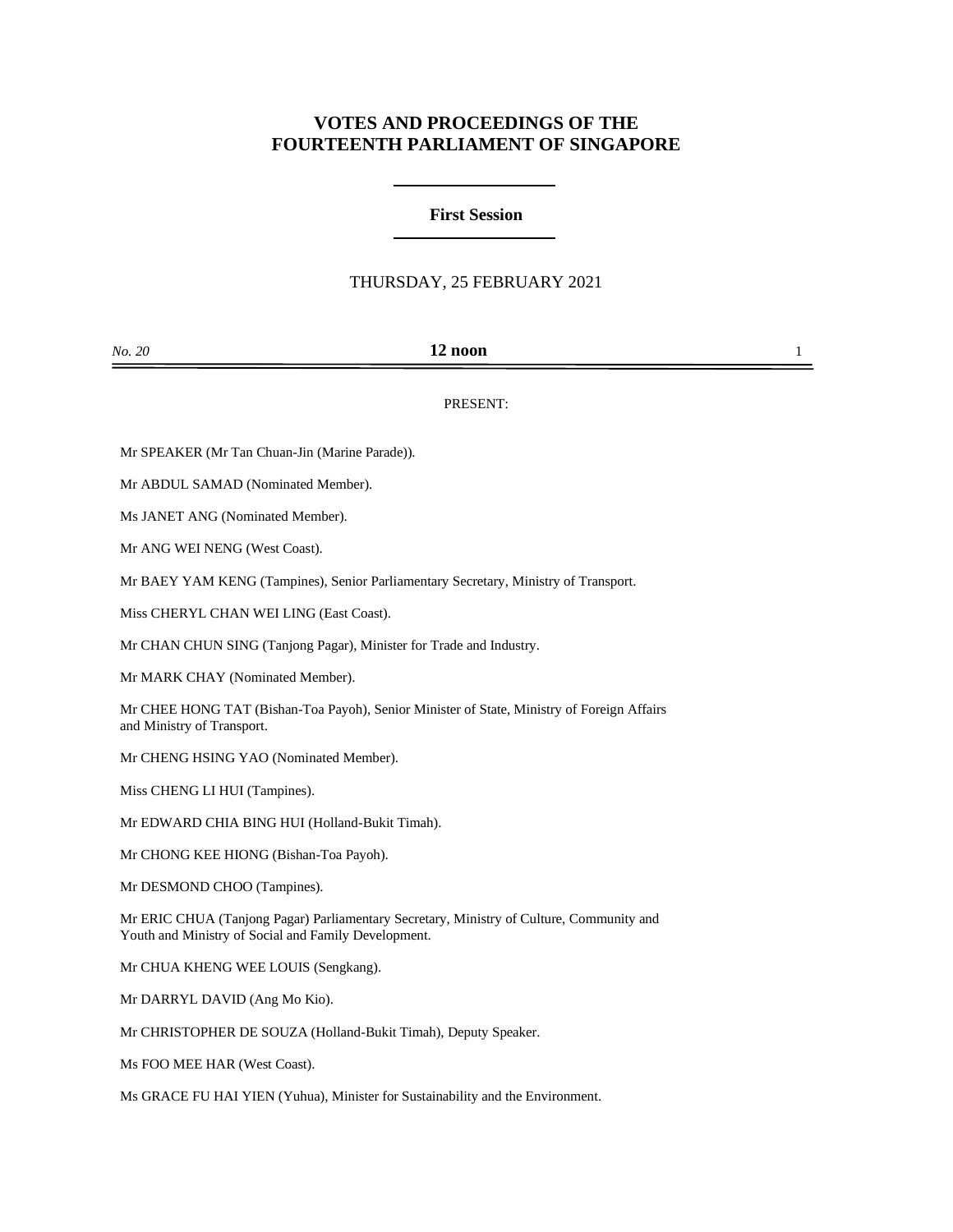# VOTES AND PROCEEDINGS OF THE FOURTEENTH PARLIAMENT OF SINGAPORE

## First Session

THURSDAY, 25 FEBRUARY 2021

*No. 20* **12 noon**

PRESENT:

Mr SPEAKER (Mr Tan Chuan-Jin (Marine Parade)).

Mr ABDUL SAMAD (Nominated Member).

Ms JANET ANG (Nominated Member).

Mr ANG WEI NENG (West Coast).

Mr BAEY YAM KENG (Tampines), Senior Parliamentary Secretary, Ministry of Transport.

Miss CHERYL CHAN WEI LING (East Coast).

Mr CHAN CHUN SING (Tanjong Pagar), Minister for Trade and Industry.

Mr MARK CHAY (Nominated Member).

Mr CHEE HONG TAT (Bishan-Toa Payoh), Senior Minister of State, Ministry of Foreign Affairs and Ministry of Transport.

Mr CHENG HSING YAO (Nominated Member).

Miss CHENG LI HUI (Tampines).

Mr EDWARD CHIA BING HUI (Holland-Bukit Timah).

Mr CHONG KEE HIONG (Bishan-Toa Payoh).

Mr DESMOND CHOO (Tampines).

Mr ERIC CHUA (Tanjong Pagar) Parliamentary Secretary, Ministry of Culture, Community and Youth and Ministry of Social and Family Development.

Mr CHUA KHENG WEE LOUIS (Sengkang).

Mr DARRYL DAVID (Ang Mo Kio).

Mr CHRISTOPHER DE SOUZA (Holland-Bukit Timah), Deputy Speaker.

Ms FOO MEE HAR (West Coast).

Ms GRACE FU HAI YIEN (Yuhua), Minister for Sustainability and the Environment.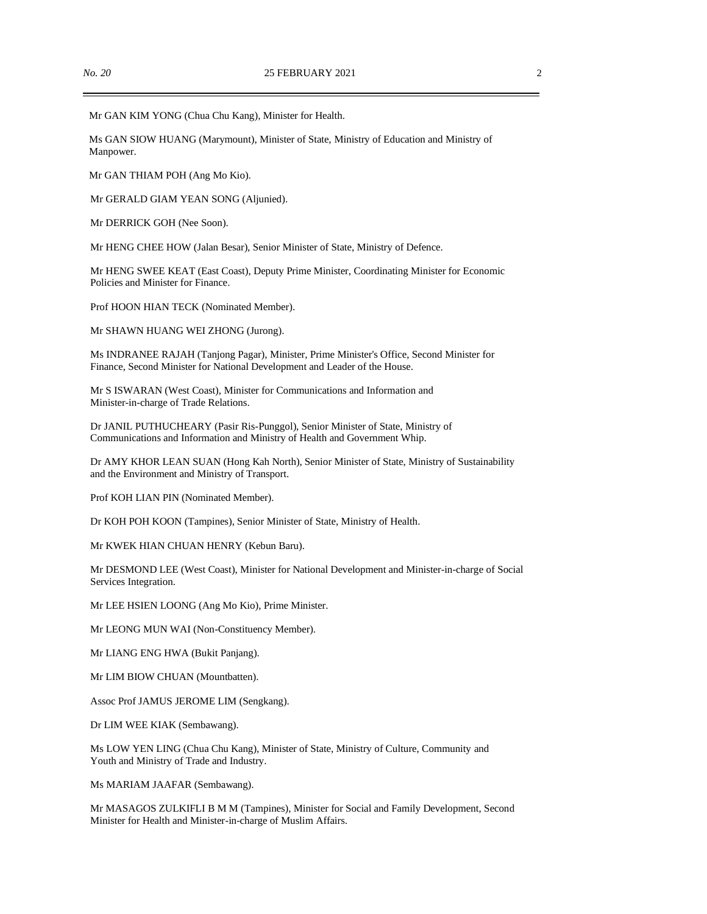Mr GAN KIM YONG (Chua Chu Kang), Minister for Health.

Ms GAN SIOW HUANG (Marymount), Minister of State, Ministry of Education and Ministry of Manpower.

Mr GAN THIAM POH (Ang Mo Kio).

Mr GERALD GIAM YEAN SONG (Aljunied).

Mr DERRICK GOH (Nee Soon).

Mr HENG CHEE HOW (Jalan Besar), Senior Minister of State, Ministry of Defence.

Mr HENG SWEE KEAT (East Coast), Deputy Prime Minister, Coordinating Minister for Economic Policies and Minister for Finance.

Prof HOON HIAN TECK (Nominated Member).

Mr SHAWN HUANG WEI ZHONG (Jurong).

Ms INDRANEE RAJAH (Tanjong Pagar), Minister, Prime Minister's Office, Second Minister for Finance, Second Minister for National Development and Leader of the House.

Mr S ISWARAN (West Coast), Minister for Communications and Information and Minister-in-charge of Trade Relations.

Dr JANIL PUTHUCHEARY (Pasir Ris-Punggol), Senior Minister of State, Ministry of Communications and Information and Ministry of Health and Government Whip.

Dr AMY KHOR LEAN SUAN (Hong Kah North), Senior Minister of State, Ministry of Sustainability and the Environment and Ministry of Transport.

Prof KOH LIAN PIN (Nominated Member).

Dr KOH POH KOON (Tampines), Senior Minister of State, Ministry of Health.

Mr KWEK HIAN CHUAN HENRY (Kebun Baru).

Mr DESMOND LEE (West Coast), Minister for National Development and Minister-in-charge of Social Services Integration.

Mr LEE HSIEN LOONG (Ang Mo Kio), Prime Minister.

Mr LEONG MUN WAI (Non-Constituency Member).

Mr LIANG ENG HWA (Bukit Panjang).

Mr LIM BIOW CHUAN (Mountbatten).

Assoc Prof JAMUS JEROME LIM (Sengkang).

Dr LIM WEE KIAK (Sembawang).

Ms LOW YEN LING (Chua Chu Kang), Minister of State, Ministry of Culture, Community and Youth and Ministry of Trade and Industry.

Ms MARIAM JAAFAR (Sembawang).

Mr MASAGOS ZULKIFLI B M M (Tampines), Minister for Social and Family Development, Second Minister for Health and Minister-in-charge of Muslim Affairs.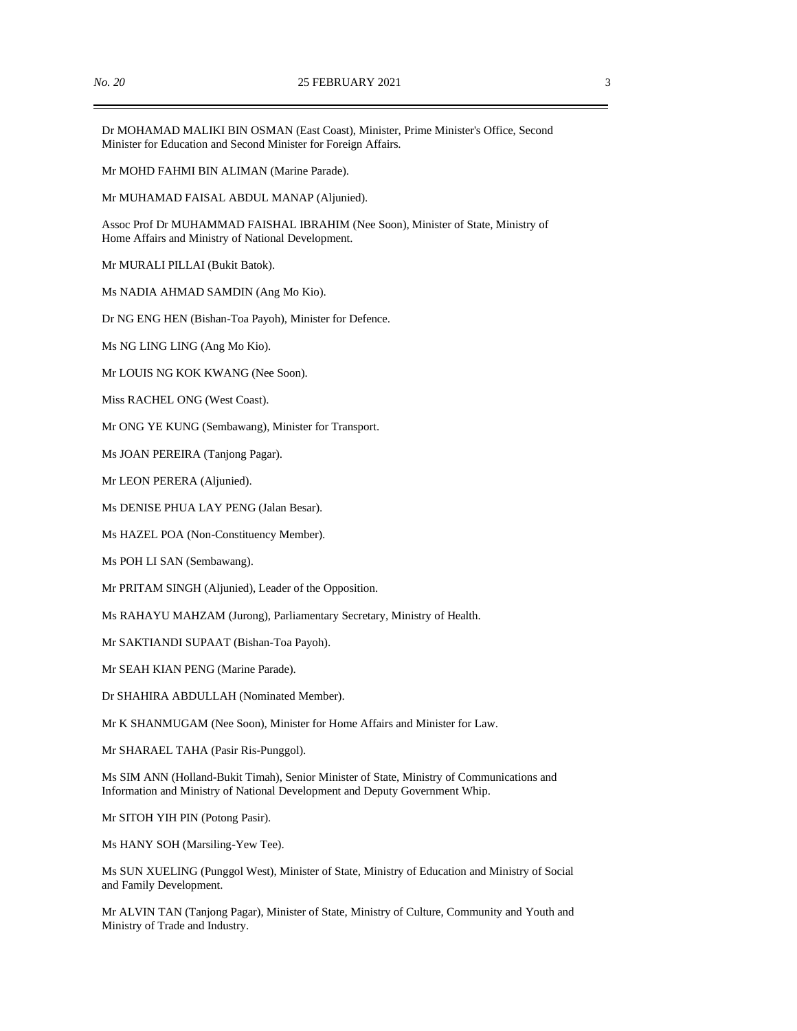Dr MOHAMAD MALIKI BIN OSMAN (East Coast), Minister, Prime Minister's Office, Second Minister for Education and Second Minister for Foreign Affairs.

Mr MOHD FAHMI BIN ALIMAN (Marine Parade).

Mr MUHAMAD FAISAL ABDUL MANAP (Aljunied).

Assoc Prof Dr MUHAMMAD FAISHAL IBRAHIM (Nee Soon), Minister of State, Ministry of Home Affairs and Ministry of National Development.

Mr MURALI PILLAI (Bukit Batok).

Ms NADIA AHMAD SAMDIN (Ang Mo Kio).

Dr NG ENG HEN (Bishan-Toa Payoh), Minister for Defence.

Ms NG LING LING (Ang Mo Kio).

Mr LOUIS NG KOK KWANG (Nee Soon).

Miss RACHEL ONG (West Coast).

Mr ONG YE KUNG (Sembawang), Minister for Transport.

Ms JOAN PEREIRA (Tanjong Pagar).

Mr LEON PERERA (Aljunied).

Ms DENISE PHUA LAY PENG (Jalan Besar).

Ms HAZEL POA (Non-Constituency Member).

Ms POH LI SAN (Sembawang).

Mr PRITAM SINGH (Aljunied), Leader of the Opposition.

Ms RAHAYU MAHZAM (Jurong), Parliamentary Secretary, Ministry of Health.

Mr SAKTIANDI SUPAAT (Bishan-Toa Payoh).

Mr SEAH KIAN PENG (Marine Parade).

Dr SHAHIRA ABDULLAH (Nominated Member).

Mr K SHANMUGAM (Nee Soon), Minister for Home Affairs and Minister for Law.

Mr SHARAEL TAHA (Pasir Ris-Punggol).

Ms SIM ANN (Holland-Bukit Timah), Senior Minister of State, Ministry of Communications and Information and Ministry of National Development and Deputy Government Whip.

Mr SITOH YIH PIN (Potong Pasir).

Ms HANY SOH (Marsiling-Yew Tee).

Ms SUN XUELING (Punggol West), Minister of State, Ministry of Education and Ministry of Social and Family Development.

Mr ALVIN TAN (Tanjong Pagar), Minister of State, Ministry of Culture, Community and Youth and Ministry of Trade and Industry.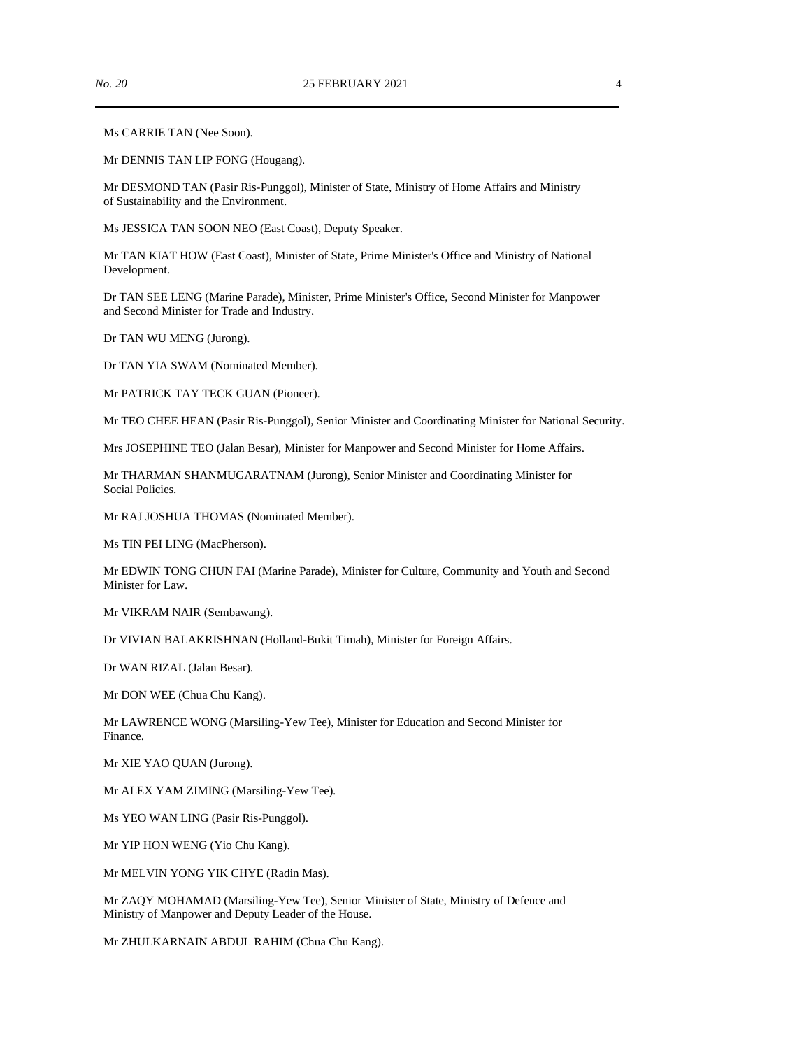Ms CARRIE TAN (Nee Soon).

Mr DENNIS TAN LIP FONG (Hougang).

Mr DESMOND TAN (Pasir Ris-Punggol), Minister of State, Ministry of Home Affairs and Ministry of Sustainability and the Environment.

Ms JESSICA TAN SOON NEO (East Coast), Deputy Speaker.

Mr TAN KIAT HOW (East Coast), Minister of State, Prime Minister's Office and Ministry of National Development.

Dr TAN SEE LENG (Marine Parade), Minister, Prime Minister's Office, Second Minister for Manpower and Second Minister for Trade and Industry.

Dr TAN WU MENG (Jurong).

Dr TAN YIA SWAM (Nominated Member).

Mr PATRICK TAY TECK GUAN (Pioneer).

Mr TEO CHEE HEAN (Pasir Ris-Punggol), Senior Minister and Coordinating Minister for National Security.

Mrs JOSEPHINE TEO (Jalan Besar), Minister for Manpower and Second Minister for Home Affairs.

Mr THARMAN SHANMUGARATNAM (Jurong), Senior Minister and Coordinating Minister for Social Policies.

Mr RAJ JOSHUA THOMAS (Nominated Member).

Ms TIN PEI LING (MacPherson).

Mr EDWIN TONG CHUN FAI (Marine Parade), Minister for Culture, Community and Youth and Second Minister for Law.

Mr VIKRAM NAIR (Sembawang).

Dr VIVIAN BALAKRISHNAN (Holland-Bukit Timah), Minister for Foreign Affairs.

Dr WAN RIZAL (Jalan Besar).

Mr DON WEE (Chua Chu Kang).

Mr LAWRENCE WONG (Marsiling-Yew Tee), Minister for Education and Second Minister for Finance.

Mr XIE YAO QUAN (Jurong).

Mr ALEX YAM ZIMING (Marsiling-Yew Tee).

Ms YEO WAN LING (Pasir Ris-Punggol).

Mr YIP HON WENG (Yio Chu Kang).

Mr MELVIN YONG YIK CHYE (Radin Mas).

Mr ZAQY MOHAMAD (Marsiling-Yew Tee), Senior Minister of State, Ministry of Defence and Ministry of Manpower and Deputy Leader of the House.

Mr ZHULKARNAIN ABDUL RAHIM (Chua Chu Kang).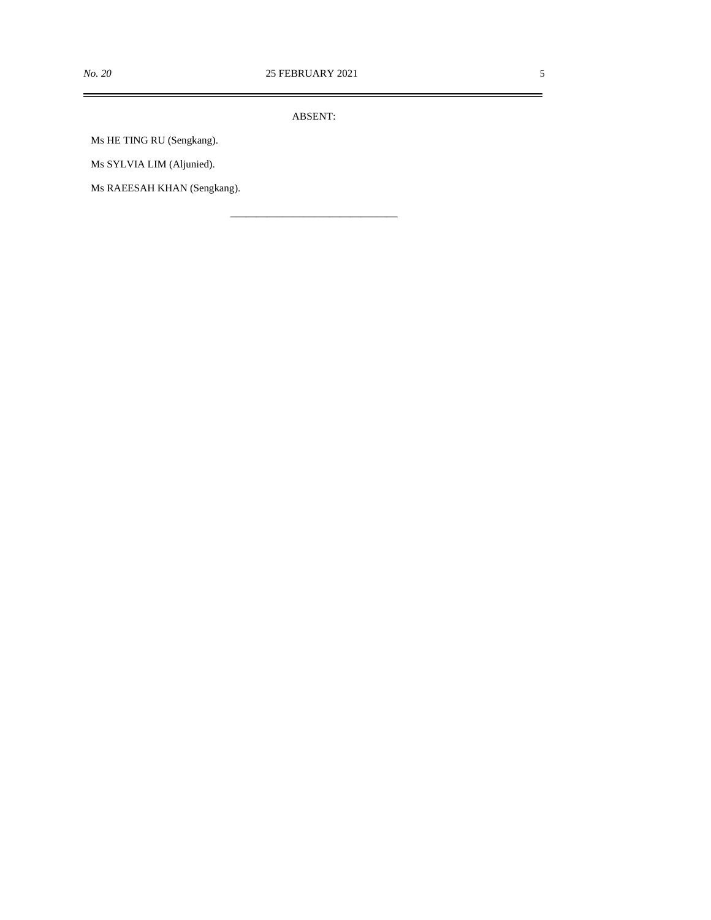ABSENT:

Ms HE TING RU (Sengkang).

Ms SYLVIA LIM (Aljunied).

Ms RAEESAH KHAN (Sengkang).

---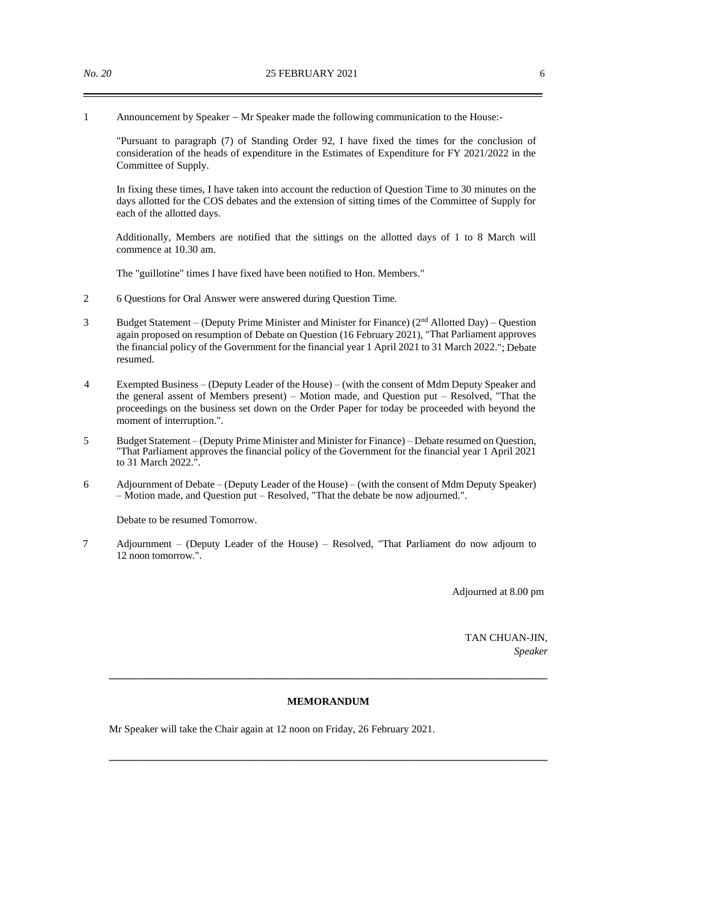1 Announcement by Speaker – Mr Speaker made the following communication to the House:-

"Pursuant to paragraph (7) of Standing Order 92, I have fixed the times for the conclusion of consideration of the heads of expenditure in the Estimates of Expenditure for FY 2021/2022 in the Committee of Supply.

In fixing these times, I have taken into account the reduction of Question Time to 30 minutes on the days allotted for the COS debates and the extension of sitting times of the Committee of Supply for each of the allotted days.

Additionally, Members are notified that the sittings on the allotted days of 1 to 8 March will commence at 10.30 am.

The "guillotine" times I have fixed have been notified to Hon. Members."

2 6 Questions for Oral Answer were answered during Question Time.

3 Budget Statement – (Deputy Prime Minister and Minister for Finance) (2nd Allotted Day) – Question again proposed on resumption of Debate on Question (16 February 2021), "That Parliament approves the financial policy of the Government for the financial year 1 April 2021 to 31 March 2022."; Debate resumed.

4 Exempted Business – (Deputy Leader of the House) – (with the consent of Mdm Deputy Speaker and the general assent of Members present) – Motion made, and Question put – Resolved, "That the proceedings on the business set down on the Order Paper for today be proceeded with beyond the moment of interruption.".

5 Budget Statement – (Deputy Prime Minister and Minister for Finance) – Debate resumed on Question, "That Parliament approves the financial policy of the Government for the financial year 1 April 2021 to 31 March 2022.".

6 Adjournment of Debate – (Deputy Leader of the House) – (with the consent of Mdm Deputy Speaker) – Motion made, and Question put – Resolved, "That the debate be now adjourned.".

Debate to be resumed Tomorrow.

7 Adjournment – (Deputy Leader of the House) – Resolved, "That Parliament do now adjourn to 12 noon tomorrow.".

Adjourned at 8.00 pm

TAN CHUAN-JIN,
*Speaker*

---

**MEMORANDUM**

Mr Speaker will take the Chair again at 12 noon on Friday, 26 February 2021.

---